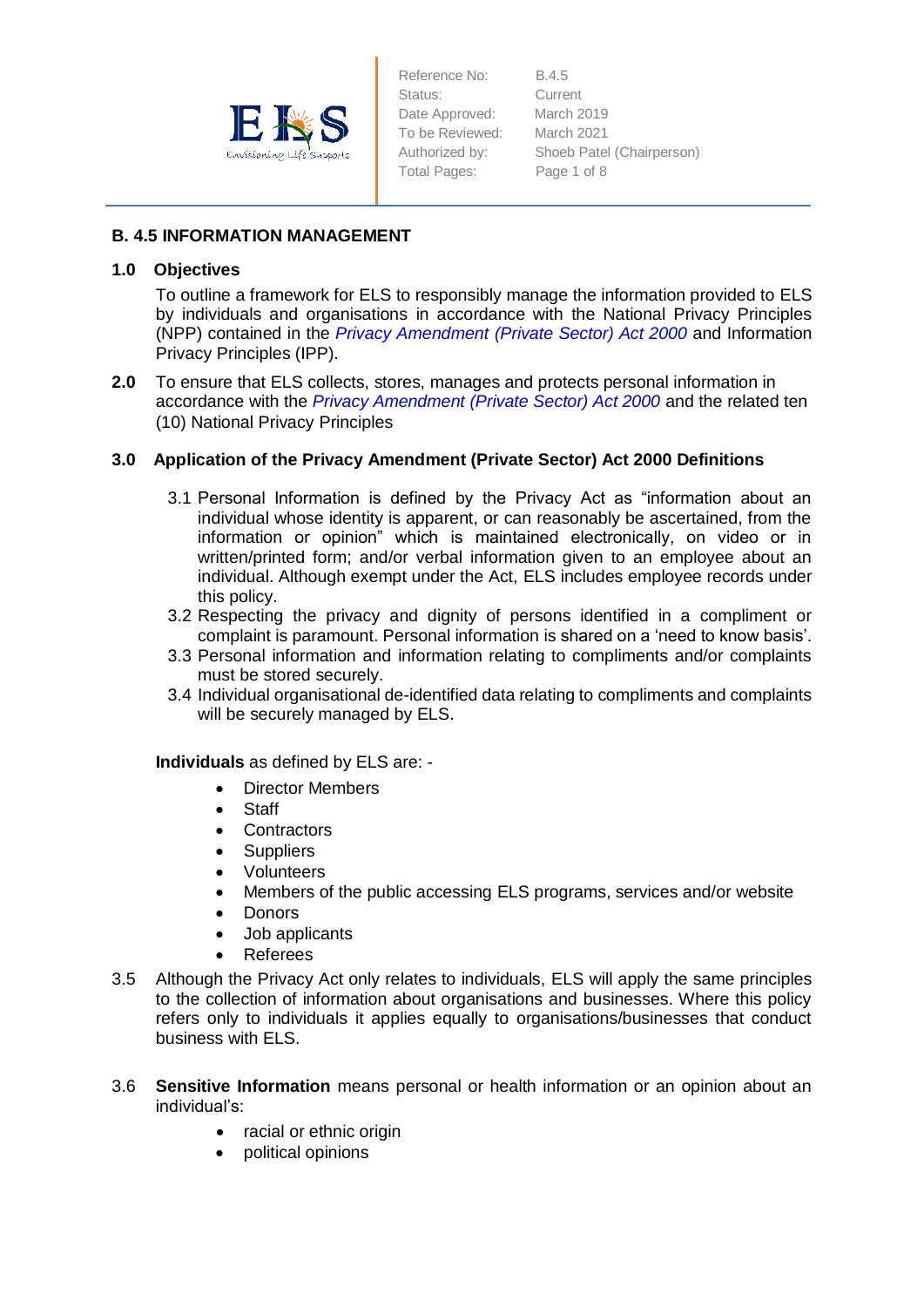| Reference No: | B.4.5 |
| --- | --- |
| Status: | Current |
| Date Approved: | March 2019 |
| To be Reviewed: | March 2021 |
| Authorized by: | Shoeb Patel (Chairperson) |
| Total Pages: | Page 1 of 8 |

## B. 4.5 INFORMATION MANAGEMENT

### 1.0 Objectives

To outline a framework for ELS to responsibly manage the information provided to ELS by individuals and organisations in accordance with the National Privacy Principles (NPP) contained in the *Privacy Amendment (Private Sector) Act 2000* and Information Privacy Principles (IPP).

**2.0** To ensure that ELS collects, stores, manages and protects personal information in accordance with the *Privacy Amendment (Private Sector) Act 2000* and the related ten (10) National Privacy Principles

### 3.0 Application of the Privacy Amendment (Private Sector) Act 2000 Definitions

3.1 Personal Information is defined by the Privacy Act as "information about an individual whose identity is apparent, or can reasonably be ascertained, from the information or opinion" which is maintained electronically, on video or in written/printed form; and/or verbal information given to an employee about an individual. Although exempt under the Act, ELS includes employee records under this policy.

3.2 Respecting the privacy and dignity of persons identified in a compliment or complaint is paramount. Personal information is shared on a 'need to know basis'.

3.3 Personal information and information relating to compliments and/or complaints must be stored securely.

3.4 Individual organisational de-identified data relating to compliments and complaints will be securely managed by ELS.

**Individuals** as defined by ELS are: -

- Director Members
- Staff
- Contractors
- Suppliers
- Volunteers
- Members of the public accessing ELS programs, services and/or website
- Donors
- Job applicants
- Referees

3.5 Although the Privacy Act only relates to individuals, ELS will apply the same principles to the collection of information about organisations and businesses. Where this policy refers only to individuals it applies equally to organisations/businesses that conduct business with ELS.

3.6 **Sensitive Information** means personal or health information or an opinion about an individual's:

- racial or ethnic origin
- political opinions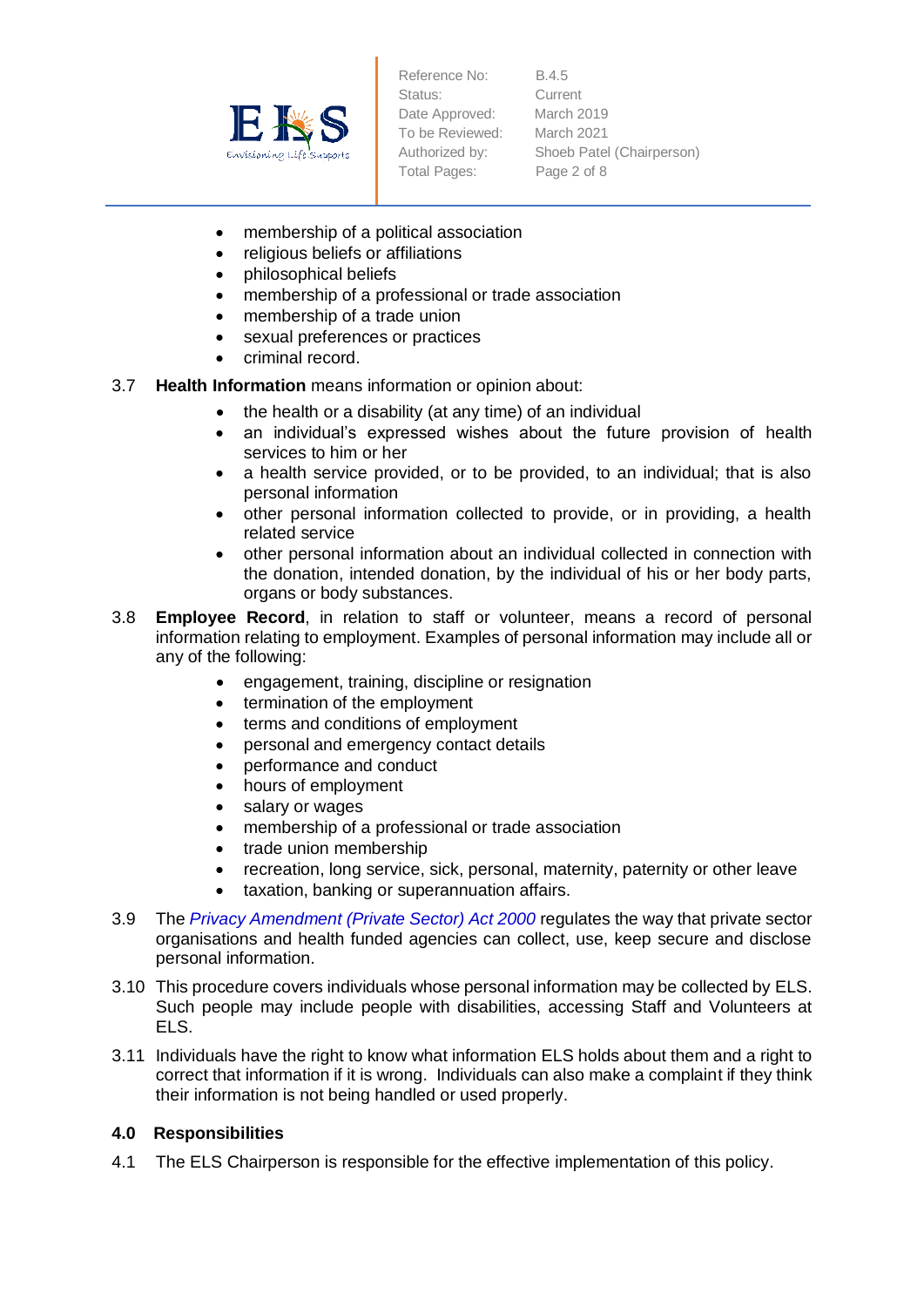- membership of a political association
- religious beliefs or affiliations
- philosophical beliefs
- membership of a professional or trade association
- membership of a trade union
- sexual preferences or practices
- criminal record.

3.7 **Health Information** means information or opinion about:

- the health or a disability (at any time) of an individual
- an individual's expressed wishes about the future provision of health services to him or her
- a health service provided, or to be provided, to an individual; that is also personal information
- other personal information collected to provide, or in providing, a health related service
- other personal information about an individual collected in connection with the donation, intended donation, by the individual of his or her body parts, organs or body substances.

3.8 **Employee Record**, in relation to staff or volunteer, means a record of personal information relating to employment. Examples of personal information may include all or any of the following:

- engagement, training, discipline or resignation
- termination of the employment
- terms and conditions of employment
- personal and emergency contact details
- performance and conduct
- hours of employment
- salary or wages
- membership of a professional or trade association
- trade union membership
- recreation, long service, sick, personal, maternity, paternity or other leave
- taxation, banking or superannuation affairs.

3.9 The *Privacy Amendment (Private Sector) Act 2000* regulates the way that private sector organisations and health funded agencies can collect, use, keep secure and disclose personal information.

3.10 This procedure covers individuals whose personal information may be collected by ELS. Such people may include people with disabilities, accessing Staff and Volunteers at ELS.

3.11 Individuals have the right to know what information ELS holds about them and a right to correct that information if it is wrong. Individuals can also make a complaint if they think their information is not being handled or used properly.

## 4.0 Responsibilities

4.1 The ELS Chairperson is responsible for the effective implementation of this policy.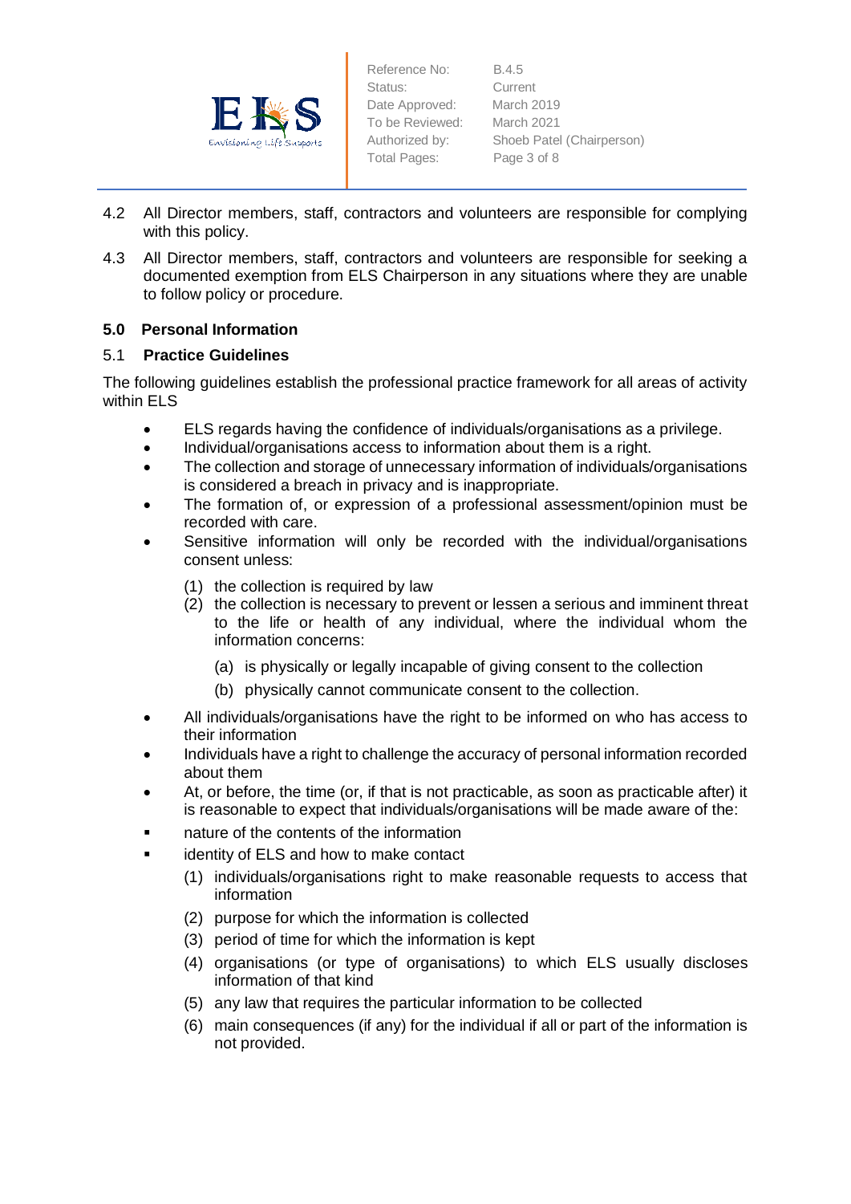4.2 All Director members, staff, contractors and volunteers are responsible for complying with this policy.

4.3 All Director members, staff, contractors and volunteers are responsible for seeking a documented exemption from ELS Chairperson in any situations where they are unable to follow policy or procedure.

## 5.0 Personal Information

### 5.1 Practice Guidelines

The following guidelines establish the professional practice framework for all areas of activity within ELS

- ELS regards having the confidence of individuals/organisations as a privilege.
- Individual/organisations access to information about them is a right.
- The collection and storage of unnecessary information of individuals/organisations is considered a breach in privacy and is inappropriate.
- The formation of, or expression of a professional assessment/opinion must be recorded with care.
- Sensitive information will only be recorded with the individual/organisations consent unless:
  - (1) the collection is required by law
  - (2) the collection is necessary to prevent or lessen a serious and imminent threat to the life or health of any individual, where the individual whom the information concerns:
    - (a) is physically or legally incapable of giving consent to the collection
    - (b) physically cannot communicate consent to the collection.
- All individuals/organisations have the right to be informed on who has access to their information
- Individuals have a right to challenge the accuracy of personal information recorded about them
- At, or before, the time (or, if that is not practicable, as soon as practicable after) it is reasonable to expect that individuals/organisations will be made aware of the:
- nature of the contents of the information
- identity of ELS and how to make contact
  - (1) individuals/organisations right to make reasonable requests to access that information
  - (2) purpose for which the information is collected
  - (3) period of time for which the information is kept
  - (4) organisations (or type of organisations) to which ELS usually discloses information of that kind
  - (5) any law that requires the particular information to be collected
  - (6) main consequences (if any) for the individual if all or part of the information is not provided.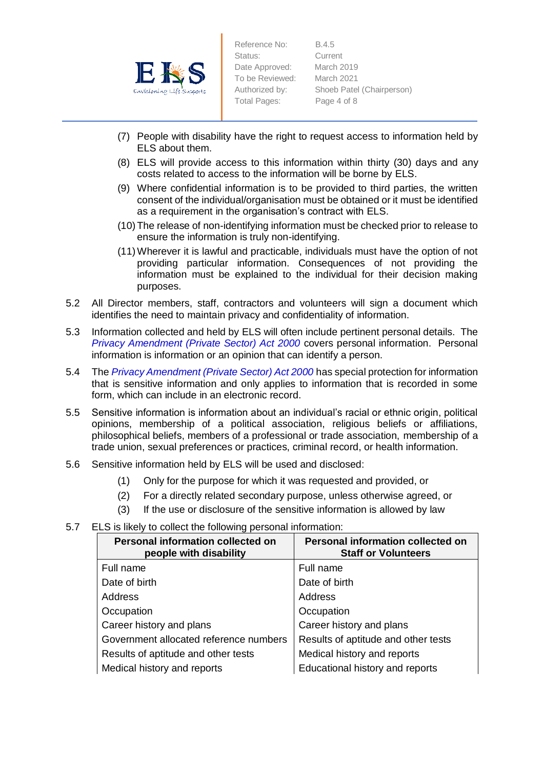(7) People with disability have the right to request access to information held by ELS about them.

(8) ELS will provide access to this information within thirty (30) days and any costs related to access to the information will be borne by ELS.

(9) Where confidential information is to be provided to third parties, the written consent of the individual/organisation must be obtained or it must be identified as a requirement in the organisation's contract with ELS.

(10) The release of non-identifying information must be checked prior to release to ensure the information is truly non-identifying.

(11) Wherever it is lawful and practicable, individuals must have the option of not providing particular information. Consequences of not providing the information must be explained to the individual for their decision making purposes.

5.2 All Director members, staff, contractors and volunteers will sign a document which identifies the need to maintain privacy and confidentiality of information.

5.3 Information collected and held by ELS will often include pertinent personal details. The *Privacy Amendment (Private Sector) Act 2000* covers personal information. Personal information is information or an opinion that can identify a person.

5.4 The *Privacy Amendment (Private Sector) Act 2000* has special protection for information that is sensitive information and only applies to information that is recorded in some form, which can include in an electronic record.

5.5 Sensitive information is information about an individual's racial or ethnic origin, political opinions, membership of a political association, religious beliefs or affiliations, philosophical beliefs, members of a professional or trade association, membership of a trade union, sexual preferences or practices, criminal record, or health information.

5.6 Sensitive information held by ELS will be used and disclosed:

(1) Only for the purpose for which it was requested and provided, or

(2) For a directly related secondary purpose, unless otherwise agreed, or

(3) If the use or disclosure of the sensitive information is allowed by law

5.7 ELS is likely to collect the following personal information:

| Personal information collected on people with disability | Personal information collected on Staff or Volunteers |
|---|---|
| Full name | Full name |
| Date of birth | Date of birth |
| Address | Address |
| Occupation | Occupation |
| Career history and plans | Career history and plans |
| Government allocated reference numbers | Results of aptitude and other tests |
| Results of aptitude and other tests | Medical history and reports |
| Medical history and reports | Educational history and reports |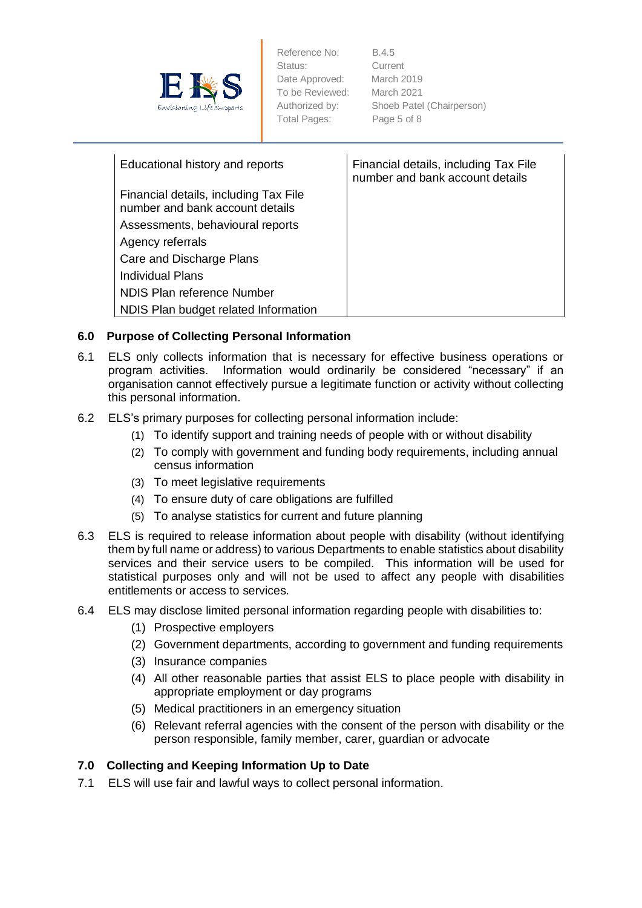| Educational history and reports<br><br>Financial details, including Tax File number and bank account details<br>Assessments, behavioural reports<br>Agency referrals<br>Care and Discharge Plans<br>Individual Plans<br>NDIS Plan reference Number<br>NDIS Plan budget related Information | Financial details, including Tax File number and bank account details |
|---|---|

## 6.0 Purpose of Collecting Personal Information

6.1 ELS only collects information that is necessary for effective business operations or program activities. Information would ordinarily be considered "necessary" if an organisation cannot effectively pursue a legitimate function or activity without collecting this personal information.

6.2 ELS's primary purposes for collecting personal information include:

(1) To identify support and training needs of people with or without disability
(2) To comply with government and funding body requirements, including annual census information
(3) To meet legislative requirements
(4) To ensure duty of care obligations are fulfilled
(5) To analyse statistics for current and future planning

6.3 ELS is required to release information about people with disability (without identifying them by full name or address) to various Departments to enable statistics about disability services and their service users to be compiled. This information will be used for statistical purposes only and will not be used to affect any people with disabilities entitlements or access to services.

6.4 ELS may disclose limited personal information regarding people with disabilities to:

(1) Prospective employers
(2) Government departments, according to government and funding requirements
(3) Insurance companies
(4) All other reasonable parties that assist ELS to place people with disability in appropriate employment or day programs
(5) Medical practitioners in an emergency situation
(6) Relevant referral agencies with the consent of the person with disability or the person responsible, family member, carer, guardian or advocate

## 7.0 Collecting and Keeping Information Up to Date

7.1 ELS will use fair and lawful ways to collect personal information.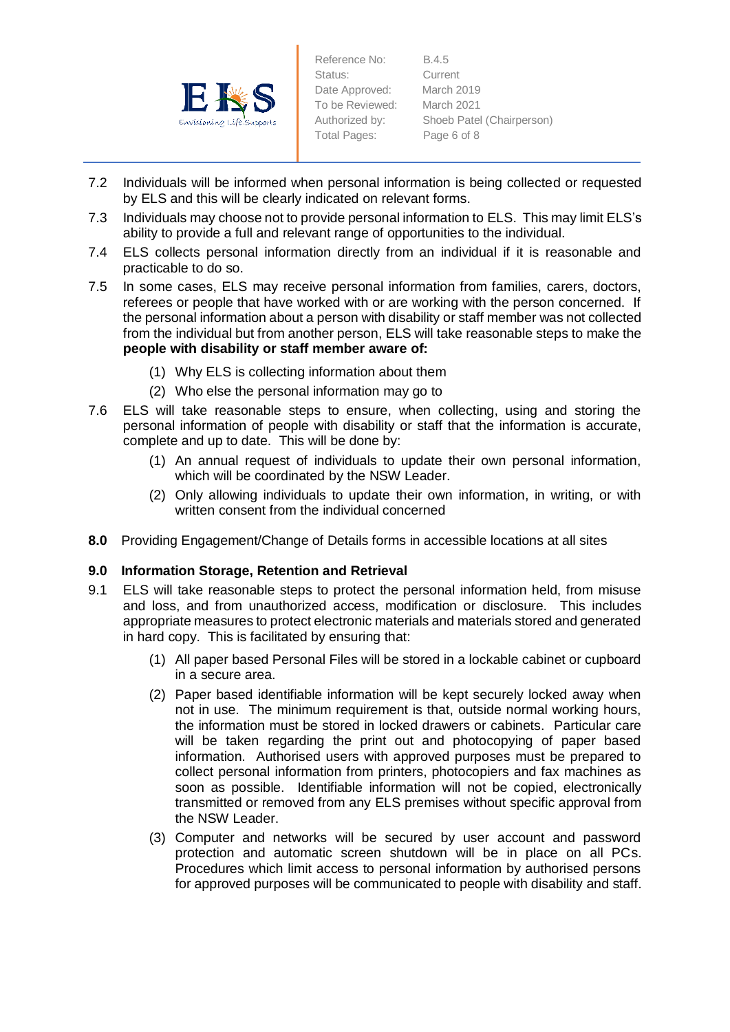7.2 Individuals will be informed when personal information is being collected or requested by ELS and this will be clearly indicated on relevant forms.

7.3 Individuals may choose not to provide personal information to ELS. This may limit ELS's ability to provide a full and relevant range of opportunities to the individual.

7.4 ELS collects personal information directly from an individual if it is reasonable and practicable to do so.

7.5 In some cases, ELS may receive personal information from families, carers, doctors, referees or people that have worked with or are working with the person concerned. If the personal information about a person with disability or staff member was not collected from the individual but from another person, ELS will take reasonable steps to make the **people with disability or staff member aware of:**

   (1) Why ELS is collecting information about them

   (2) Who else the personal information may go to

7.6 ELS will take reasonable steps to ensure, when collecting, using and storing the personal information of people with disability or staff that the information is accurate, complete and up to date. This will be done by:

   (1) An annual request of individuals to update their own personal information, which will be coordinated by the NSW Leader.

   (2) Only allowing individuals to update their own information, in writing, or with written consent from the individual concerned

**8.0** Providing Engagement/Change of Details forms in accessible locations at all sites

## 9.0 Information Storage, Retention and Retrieval

9.1 ELS will take reasonable steps to protect the personal information held, from misuse and loss, and from unauthorized access, modification or disclosure. This includes appropriate measures to protect electronic materials and materials stored and generated in hard copy. This is facilitated by ensuring that:

   (1) All paper based Personal Files will be stored in a lockable cabinet or cupboard in a secure area.

   (2) Paper based identifiable information will be kept securely locked away when not in use. The minimum requirement is that, outside normal working hours, the information must be stored in locked drawers or cabinets. Particular care will be taken regarding the print out and photocopying of paper based information. Authorised users with approved purposes must be prepared to collect personal information from printers, photocopiers and fax machines as soon as possible. Identifiable information will not be copied, electronically transmitted or removed from any ELS premises without specific approval from the NSW Leader.

   (3) Computer and networks will be secured by user account and password protection and automatic screen shutdown will be in place on all PCs. Procedures which limit access to personal information by authorised persons for approved purposes will be communicated to people with disability and staff.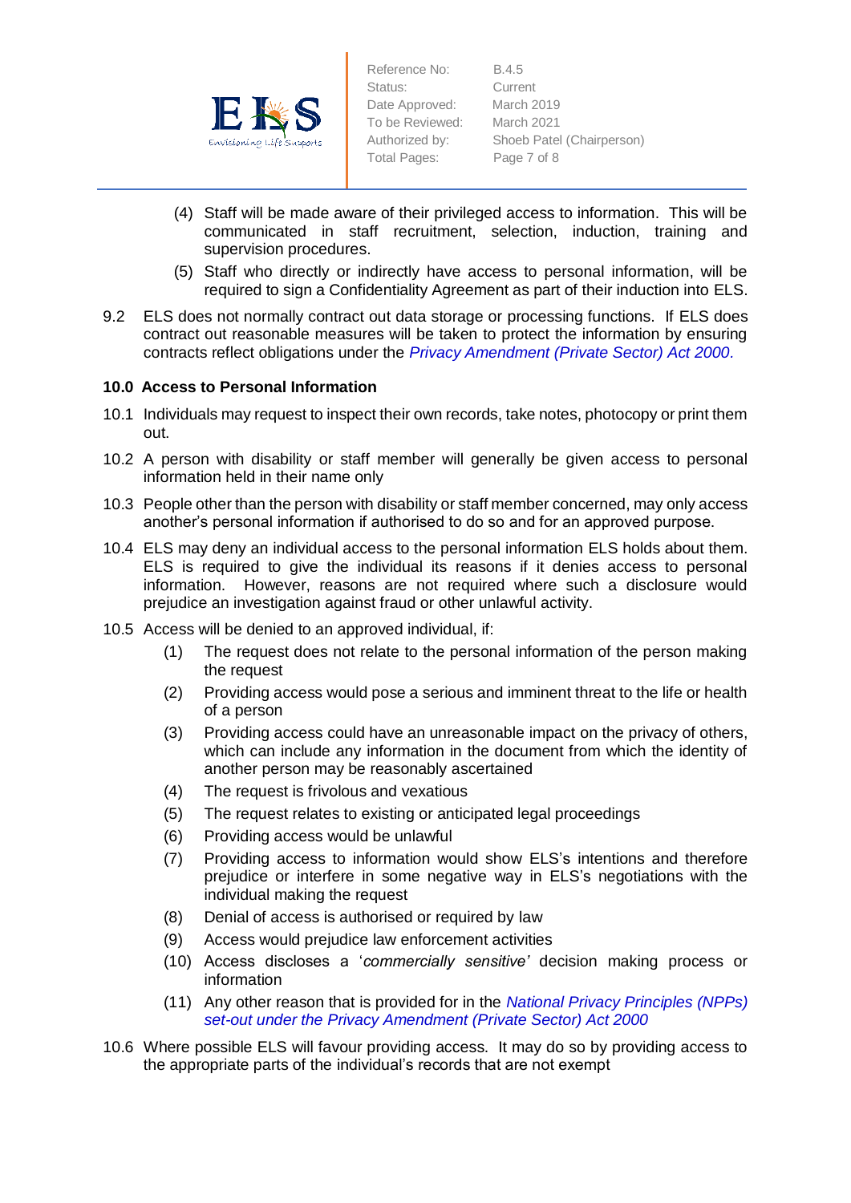(4) Staff will be made aware of their privileged access to information. This will be communicated in staff recruitment, selection, induction, training and supervision procedures.

(5) Staff who directly or indirectly have access to personal information, will be required to sign a Confidentiality Agreement as part of their induction into ELS.

9.2 ELS does not normally contract out data storage or processing functions. If ELS does contract out reasonable measures will be taken to protect the information by ensuring contracts reflect obligations under the *Privacy Amendment (Private Sector) Act 2000*.

**10.0 Access to Personal Information**

10.1 Individuals may request to inspect their own records, take notes, photocopy or print them out.

10.2 A person with disability or staff member will generally be given access to personal information held in their name only

10.3 People other than the person with disability or staff member concerned, may only access another's personal information if authorised to do so and for an approved purpose.

10.4 ELS may deny an individual access to the personal information ELS holds about them. ELS is required to give the individual its reasons if it denies access to personal information. However, reasons are not required where such a disclosure would prejudice an investigation against fraud or other unlawful activity.

10.5 Access will be denied to an approved individual, if:

(1) The request does not relate to the personal information of the person making the request

(2) Providing access would pose a serious and imminent threat to the life or health of a person

(3) Providing access could have an unreasonable impact on the privacy of others, which can include any information in the document from which the identity of another person may be reasonably ascertained

(4) The request is frivolous and vexatious

(5) The request relates to existing or anticipated legal proceedings

(6) Providing access would be unlawful

(7) Providing access to information would show ELS's intentions and therefore prejudice or interfere in some negative way in ELS's negotiations with the individual making the request

(8) Denial of access is authorised or required by law

(9) Access would prejudice law enforcement activities

(10) Access discloses a '*commercially sensitive'* decision making process or information

(11) Any other reason that is provided for in the *National Privacy Principles (NPPs) set-out under the Privacy Amendment (Private Sector) Act 2000*

10.6 Where possible ELS will favour providing access. It may do so by providing access to the appropriate parts of the individual's records that are not exempt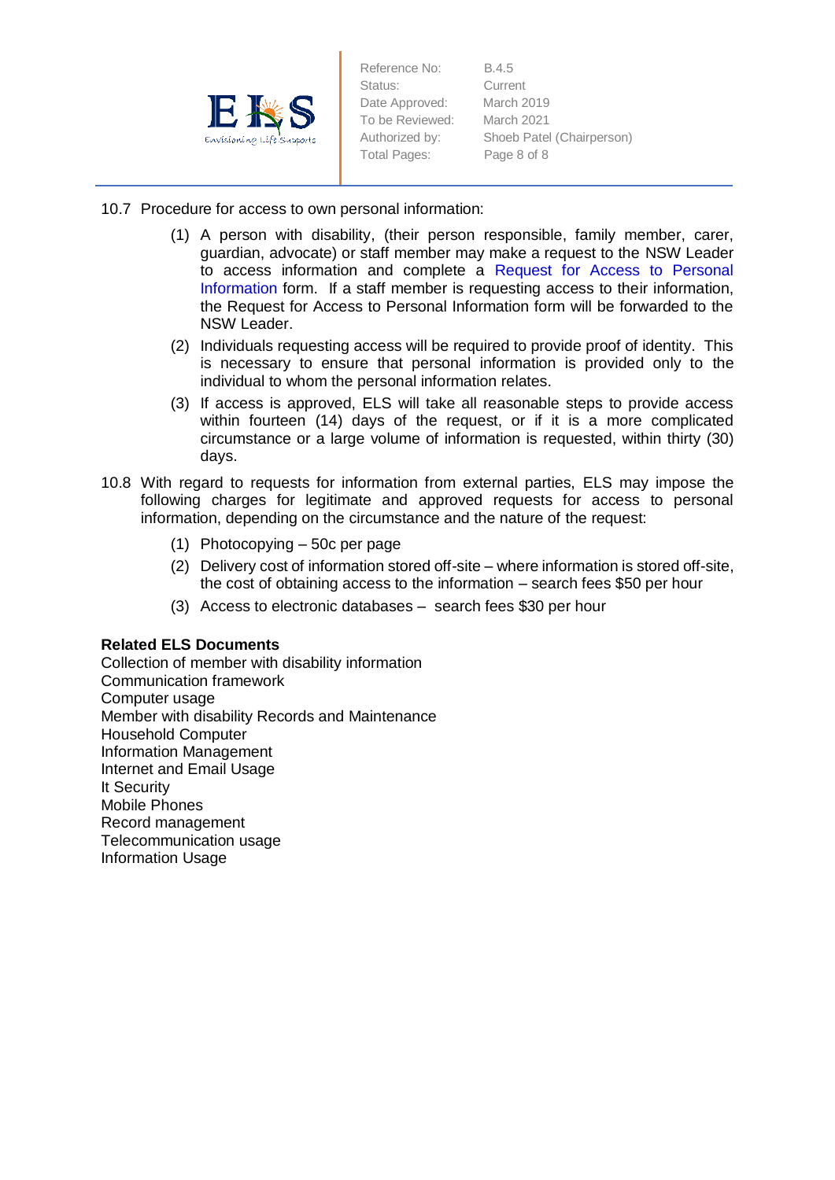10.7 Procedure for access to own personal information:

(1) A person with disability, (their person responsible, family member, carer, guardian, advocate) or staff member may make a request to the NSW Leader to access information and complete a Request for Access to Personal Information form. If a staff member is requesting access to their information, the Request for Access to Personal Information form will be forwarded to the NSW Leader.

(2) Individuals requesting access will be required to provide proof of identity. This is necessary to ensure that personal information is provided only to the individual to whom the personal information relates.

(3) If access is approved, ELS will take all reasonable steps to provide access within fourteen (14) days of the request, or if it is a more complicated circumstance or a large volume of information is requested, within thirty (30) days.

10.8 With regard to requests for information from external parties, ELS may impose the following charges for legitimate and approved requests for access to personal information, depending on the circumstance and the nature of the request:

(1) Photocopying – 50c per page

(2) Delivery cost of information stored off-site – where information is stored off-site, the cost of obtaining access to the information – search fees $50 per hour

(3) Access to electronic databases – search fees $30 per hour

**Related ELS Documents**

Collection of member with disability information
Communication framework
Computer usage
Member with disability Records and Maintenance
Household Computer
Information Management
Internet and Email Usage
It Security
Mobile Phones
Record management
Telecommunication usage
Information Usage